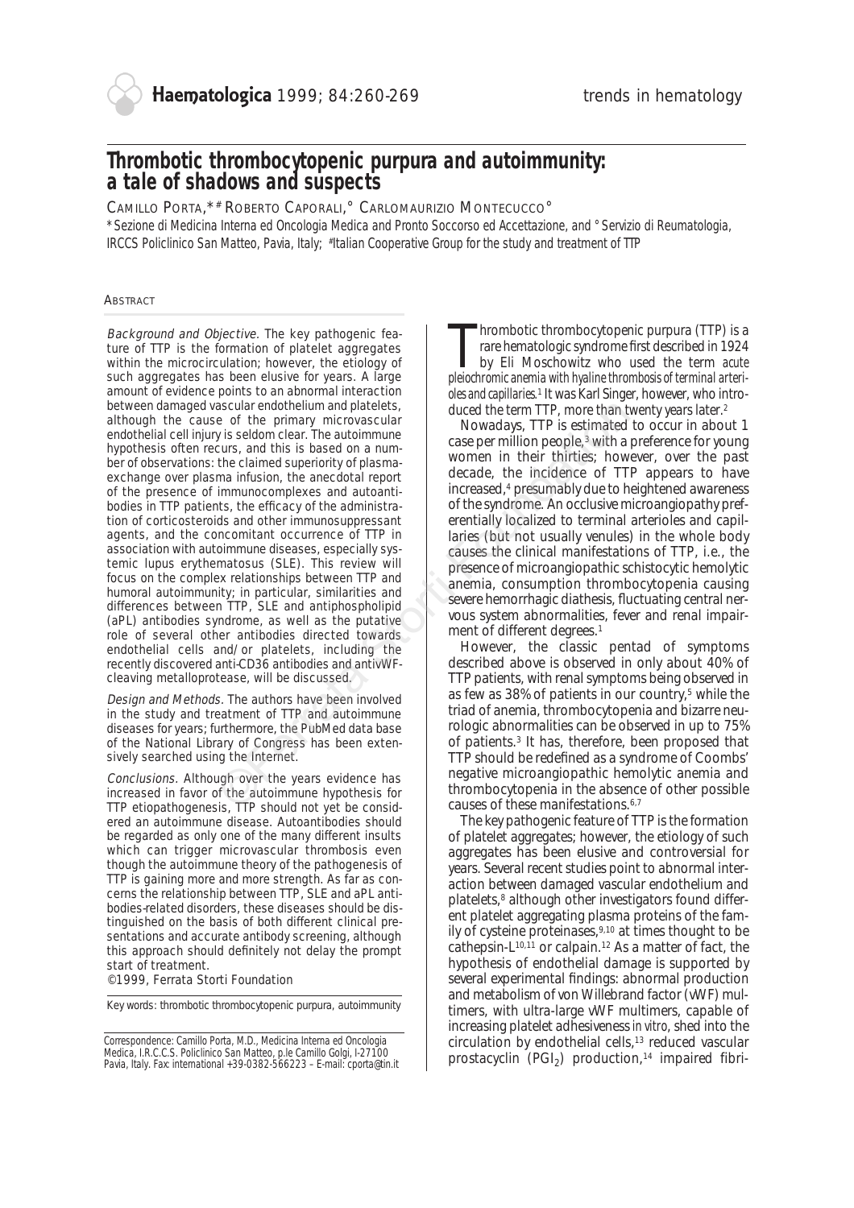# Thrombotic thrombocytopenic purpura and autoimmunity: a tale of shadows and suspects

CAMILLO PORTA,*# ROBERTO CAPORALI,° CARLOMAURIZIO MONTECUCCO°

*Sezione di Medicina Interna ed Oncologia Medica and Pronto Soccorso ed Accettazione, and °Servizio di Reumatologia, IRCCS Policlinico San Matteo, Pavia, Italy; #Italian Cooperative Group for the study and treatment of TTP

## ABSTRACT

*Background and Objective.* The key pathogenic feature of TTP is the formation of platelet aggregates within the microcirculation; however, the etiology of such aggregates has been elusive for years. A large amount of evidence points to an abnormal interaction between damaged vascular endothelium and platelets, although the cause of the primary microvascular endothelial cell injury is seldom clear. The autoimmune hypothesis often recurs, and this is based on a number of observations: the claimed superiority of plasma-exchange over plasma infusion, the anecdotal report of the presence of immunocomplexes and autoantibodies in TTP patients, the efficacy of the administration of corticosteroids and other immunosuppressant agents, and the concomitant occurrence of TTP in association with autoimmune diseases, especially systemic lupus erythematosus (SLE). This review will focus on the complex relationships between TTP and humoral autoimmunity; in particular, similarities and differences between TTP, SLE and antiphospholipid (aPL) antibodies syndrome, as well as the putative role of several other antibodies directed towards endothelial cells and/or platelets, including the recently discovered anti-CD36 antibodies and antivWF-cleaving metalloprotease, will be discussed.

*Design and Methods.* The authors have been involved in the study and treatment of TTP and autoimmune diseases for years; furthermore, the PubMed data base of the National Library of Congress has been extensively searched using the Internet.

*Conclusions.* Although over the years evidence has increased in favor of the autoimmune hypothesis for TTP etiopathogenesis, TTP should not yet be considered an autoimmune disease. Autoantibodies should be regarded as only one of the many different insults which can trigger microvascular thrombosis even though the autoimmune theory of the pathogenesis of TTP is gaining more and more strength. As far as concerns the relationship between TTP, SLE and aPL antibodies-related disorders, these diseases should be distinguished on the basis of both different clinical presentations and accurate antibody screening, although this approach should definitely not delay the prompt start of treatment.

©1999, Ferrata Storti Foundation

Key words: thrombotic thrombocytopenic purpura, autoimmunity

Correspondence: Camillo Porta, M.D., Medicina Interna ed Oncologia Medica, I.R.C.C.S. Policlinico San Matteo, p.le Camillo Golgi, I-27100 Pavia, Italy. Fax: international +39-0382-566223 – E-mail: cporta@tin.it

Thrombotic thrombocytopenic purpura (TTP) is a rare hematologic syndrome first described in 1924 by Eli Moschowitz who used the term *acute pleiochromic anemia with hyaline thrombosis of terminal arterioles and capillaries.*[1] It was Karl Singer, however, who introduced the term TTP, more than twenty years later.[2]

Nowadays, TTP is estimated to occur in about 1 case per million people,[3] with a preference for young women in their thirties; however, over the past decade, the incidence of TTP appears to have increased,[4] presumably due to heightened awareness of the syndrome. An occlusive microangiopathy preferentially localized to terminal arterioles and capillaries (but not usually venules) in the whole body causes the clinical manifestations of TTP, i.e., the presence of microangiopathic schistocytic hemolytic anemia, consumption thrombocytopenia causing severe hemorrhagic diathesis, fluctuating central nervous system abnormalities, fever and renal impairment of different degrees.[1]

However, the classic pentad of symptoms described above is observed in only about 40% of TTP patients, with renal symptoms being observed in as few as 38% of patients in our country,[5] while the triad of anemia, thrombocytopenia and bizarre neurologic abnormalities can be observed in up to 75% of patients.[3] It has, therefore, been proposed that TTP should be redefined as a syndrome of Coombs' negative microangiopathic hemolytic anemia and thrombocytopenia in the absence of other possible causes of these manifestations.[6,7]

The key pathogenic feature of TTP is the formation of platelet aggregates; however, the etiology of such aggregates has been elusive and controversial for years. Several recent studies point to abnormal interaction between damaged vascular endothelium and platelets,[8] although other investigators found different platelet aggregating plasma proteins of the family of cysteine proteinases,[9,10] at times thought to be cathepsin-L[10,11] or calpain.[12] As a matter of fact, the hypothesis of endothelial damage is supported by several experimental findings: abnormal production and metabolism of von Willebrand factor (vWF) multimers, with ultra-large vWF multimers, capable of increasing platelet adhesiveness *in vitro*, shed into the circulation by endothelial cells,[13] reduced vascular prostacyclin ($PGI_2$) production,[14] impaired fibri-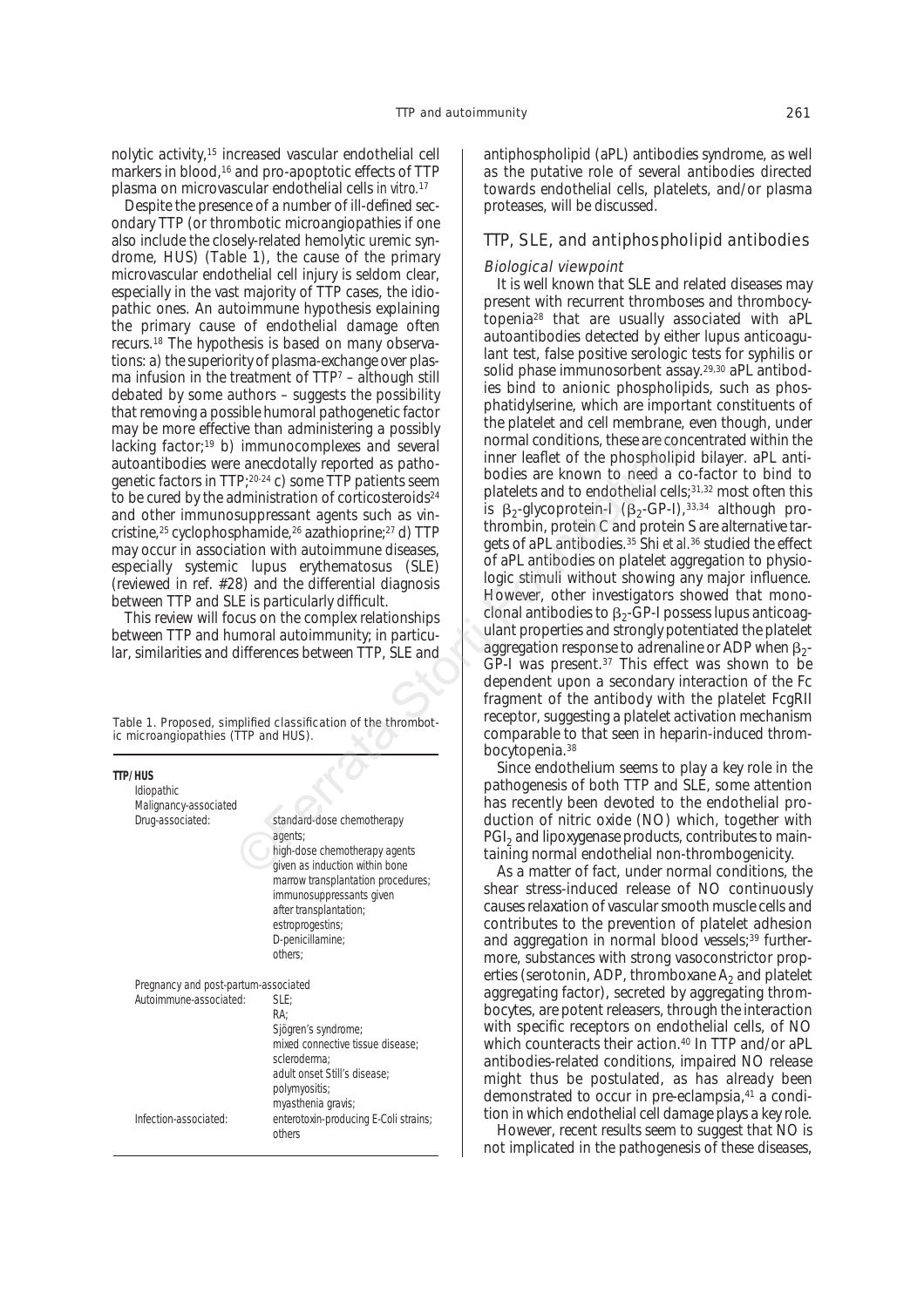nolytic activity,[15] increased vascular endothelial cell markers in blood,[16] and pro-apoptotic effects of TTP plasma on microvascular endothelial cells *in vitro*.[17]

Despite the presence of a number of ill-defined secondary TTP (or thrombotic microangiopathies if one also include the closely-related hemolytic uremic syndrome, HUS) (Table 1), the cause of the primary microvascular endothelial cell injury is seldom clear, especially in the vast majority of TTP cases, the idiopathic ones. An autoimmune hypothesis explaining the primary cause of endothelial damage often recurs.[18] The hypothesis is based on many observations: a) the superiority of plasma-exchange over plasma infusion in the treatment of TTP[7] – although still debated by some authors – suggests the possibility that removing a possible humoral pathogenetic factor may be more effective than administering a possibly lacking factor;[19] b) immunocomplexes and several autoantibodies were anecdotally reported as pathogenetic factors in TTP;[20-24] c) some TTP patients seem to be cured by the administration of corticosteroids[24] and other immunosuppressant agents such as vincristine,[25] cyclophosphamide,[26] azathioprine;[27] d) TTP may occur in association with autoimmune diseases, especially systemic lupus erythematosus (SLE) (reviewed in ref. #28) and the differential diagnosis between TTP and SLE is particularly difficult.

This review will focus on the complex relationships between TTP and humoral autoimmunity; in particular, similarities and differences between TTP, SLE and antiphospholipid (aPL) antibodies syndrome, as well as the putative role of several antibodies directed towards endothelial cells, platelets, and/or plasma proteases, will be discussed.

Table 1. Proposed, simplified classification of the thrombotic microangiopathies (TTP and HUS).

| **TTP/HUS** | |
|---|---|
| Idiopathic | |
| Malignancy-associated | |
| Drug-associated: | standard-dose chemotherapy agents; high-dose chemotherapy agents given as induction within bone marrow transplantation procedures; immunosuppressants given after transplantation; estroprogestins; D-penicillamine; others; |
| Pregnancy and post-partum-associated | |
| Autoimmune-associated: | SLE; RA; Sjögren's syndrome; mixed connective tissue disease; scleroderma; adult onset Still's disease; polymyositis; myasthenia gravis; |
| Infection-associated: | enterotoxin-producing E-Coli strains; others |

## TTP, SLE, and antiphospholipid antibodies

### *Biological viewpoint*

It is well known that SLE and related diseases may present with recurrent thromboses and thrombocytopenia[28] that are usually associated with aPL autoantibodies detected by either lupus anticoagulant test, false positive serologic tests for syphilis or solid phase immunosorbent assay.[29,30] aPL antibodies bind to anionic phospholipids, such as phosphatidylserine, which are important constituents of the platelet and cell membrane, even though, under normal conditions, these are concentrated within the inner leaflet of the phospholipid bilayer. aPL antibodies are known to need a co-factor to bind to platelets and to endothelial cells;[31,32] most often this is $\beta_2$-glycoprotein-I ($\beta_2$-GP-I),[33,34] although prothrombin, protein C and protein S are alternative targets of aPL antibodies.[35] Shi *et al.*[36] studied the effect of aPL antibodies on platelet aggregation to physiologic stimuli without showing any major influence. However, other investigators showed that monoclonal antibodies to $\beta_2$-GP-I possess lupus anticoagulant properties and strongly potentiated the platelet aggregation response to adrenaline or ADP when $\beta_2$-GP-I was present.[37] This effect was shown to be dependent upon a secondary interaction of the Fc fragment of the antibody with the platelet FcgRII receptor, suggesting a platelet activation mechanism comparable to that seen in heparin-induced thrombocytopenia.[38]

Since endothelium seems to play a key role in the pathogenesis of both TTP and SLE, some attention has recently been devoted to the endothelial production of nitric oxide (NO) which, together with $PGI_2$ and lipoxygenase products, contributes to maintaining normal endothelial non-thrombogenicity.

As a matter of fact, under normal conditions, the shear stress-induced release of NO continuously causes relaxation of vascular smooth muscle cells and contributes to the prevention of platelet adhesion and aggregation in normal blood vessels;[39] furthermore, substances with strong vasoconstrictor properties (serotonin, ADP, thromboxane $A_2$ and platelet aggregating factor), secreted by aggregating thrombocytes, are potent releasers, through the interaction with specific receptors on endothelial cells, of NO which counteracts their action.[40] In TTP and/or aPL antibodies-related conditions, impaired NO release might thus be postulated, as has already been demonstrated to occur in pre-eclampsia,[41] a condition in which endothelial cell damage plays a key role.

However, recent results seem to suggest that NO is not implicated in the pathogenesis of these diseases,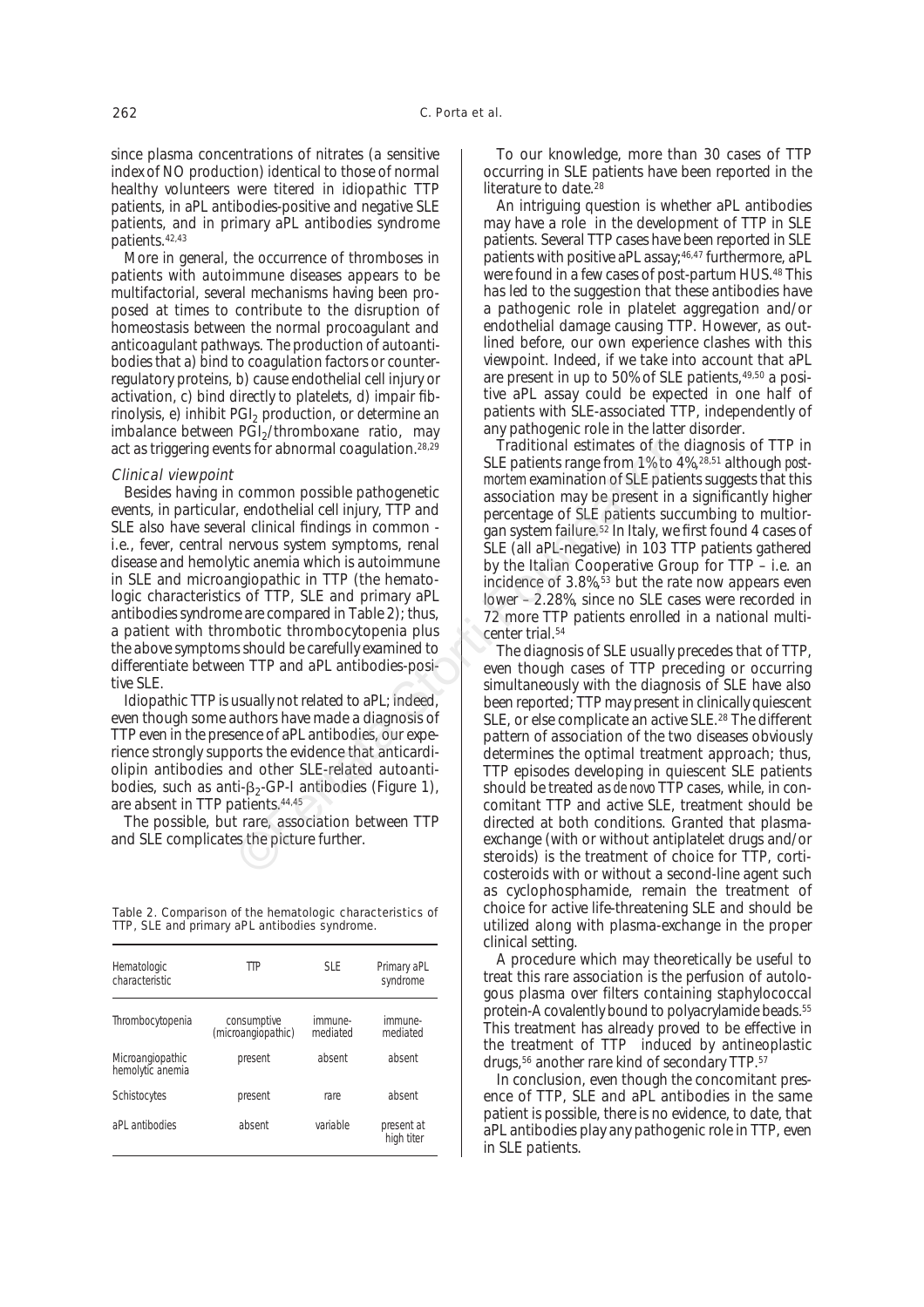since plasma concentrations of nitrates (a sensitive index of NO production) identical to those of normal healthy volunteers were titered in idiopathic TTP patients, in aPL antibodies-positive and negative SLE patients, and in primary aPL antibodies syndrome patients.[42,43]

More in general, the occurrence of thromboses in patients with autoimmune diseases appears to be multifactorial, several mechanisms having been proposed at times to contribute to the disruption of homeostasis between the normal procoagulant and anticoagulant pathways. The production of autoantibodies that a) bind to coagulation factors or counterregulatory proteins, b) cause endothelial cell injury or activation, c) bind directly to platelets, d) impair fibrinolysis, e) inhibit $PGI_2$ production, or determine an imbalance between $PGI_2$/thromboxane ratio, may act as triggering events for abnormal coagulation.[28,29]

### *Clinical viewpoint*

Besides having in common possible pathogenetic events, in particular, endothelial cell injury, TTP and SLE also have several clinical findings in common - i.e., fever, central nervous system symptoms, renal disease and hemolytic anemia which is autoimmune in SLE and microangiopathic in TTP (the hematologic characteristics of TTP, SLE and primary aPL antibodies syndrome are compared in Table 2); thus, a patient with thrombotic thrombocytopenia plus the above symptoms should be carefully examined to differentiate between TTP and aPL antibodies-positive SLE.

Idiopathic TTP is usually not related to aPL; indeed, even though some authors have made a diagnosis of TTP even in the presence of aPL antibodies, our experience strongly supports the evidence that anticardiolipin antibodies and other SLE-related autoantibodies, such as anti-$\beta_2$-GP-I antibodies (Figure 1), are absent in TTP patients.[44,45]

The possible, but rare, association between TTP and SLE complicates the picture further.

Table 2. Comparison of the hematologic characteristics of TTP, SLE and primary aPL antibodies syndrome.

| Hematologic characteristic | TTP | SLE | Primary aPL syndrome |
|---|---|---|---|
| Thrombocytopenia | consumptive (microangiopathic) | immune-mediated | immune-mediated |
| Microangiopathic hemolytic anemia | present | absent | absent |
| Schistocytes | present | rare | absent |
| aPL antibodies | absent | variable | present at high titer |

To our knowledge, more than 30 cases of TTP occurring in SLE patients have been reported in the literature to date.[28]

An intriguing question is whether aPL antibodies may have a role in the development of TTP in SLE patients. Several TTP cases have been reported in SLE patients with positive aPL assay;[46,47] furthermore, aPL were found in a few cases of post-partum HUS.[48] This has led to the suggestion that these antibodies have a pathogenic role in platelet aggregation and/or endothelial damage causing TTP. However, as outlined before, our own experience clashes with this viewpoint. Indeed, if we take into account that aPL are present in up to 50% of SLE patients,[49,50] a positive aPL assay could be expected in one half of patients with SLE-associated TTP, independently of any pathogenic role in the latter disorder.

Traditional estimates of the diagnosis of TTP in SLE patients range from 1% to 4%,[28,51] although *post-mortem* examination of SLE patients suggests that this association may be present in a significantly higher percentage of SLE patients succumbing to multiorgan system failure.[52] In Italy, we first found 4 cases of SLE (all aPL-negative) in 103 TTP patients gathered by the Italian Cooperative Group for TTP – i.e. an incidence of 3.8%,[53] but the rate now appears even lower – 2.28%, since no SLE cases were recorded in 72 more TTP patients enrolled in a national multicenter trial.[54]

The diagnosis of SLE usually precedes that of TTP, even though cases of TTP preceding or occurring simultaneously with the diagnosis of SLE have also been reported; TTP may present in clinically quiescent SLE, or else complicate an active SLE.[28] The different pattern of association of the two diseases obviously determines the optimal treatment approach; thus, TTP episodes developing in quiescent SLE patients should be treated as *de novo* TTP cases, while, in concomitant TTP and active SLE, treatment should be directed at both conditions. Granted that plasma-exchange (with or without antiplatelet drugs and/or steroids) is the treatment of choice for TTP, corticosteroids with or without a second-line agent such as cyclophosphamide, remain the treatment of choice for active life-threatening SLE and should be utilized along with plasma-exchange in the proper clinical setting.

A procedure which may theoretically be useful to treat this rare association is the perfusion of autologous plasma over filters containing staphylococcal protein-A covalently bound to polyacrylamide beads.[55] This treatment has already proved to be effective in the treatment of TTP induced by antineoplastic drugs,[56] another rare kind of secondary TTP.[57]

In conclusion, even though the concomitant presence of TTP, SLE and aPL antibodies in the same patient is possible, there is no evidence, to date, that aPL antibodies play any pathogenic role in TTP, even in SLE patients.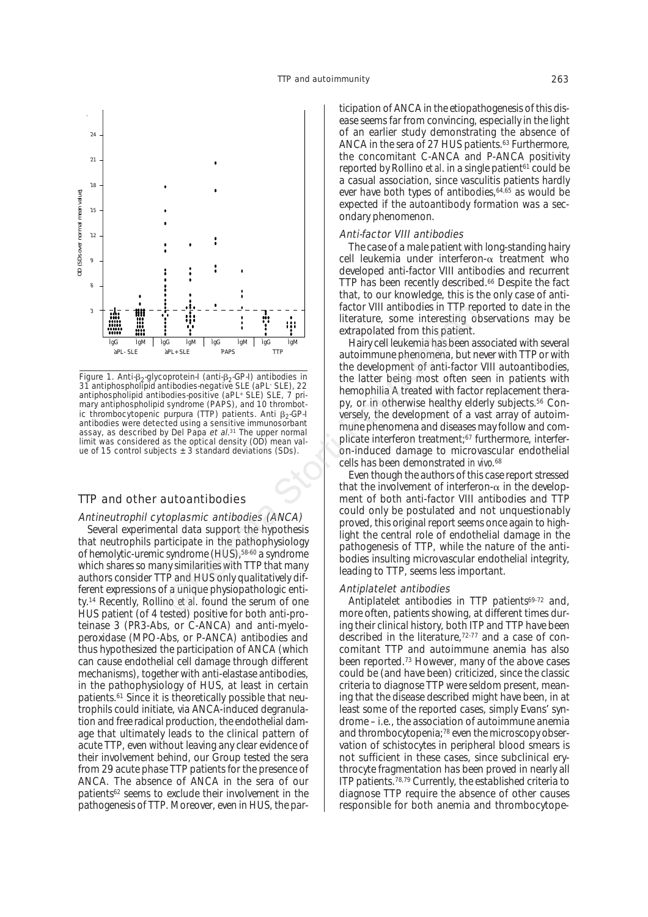Figure 1. Anti-$\beta_2$-glycoprotein-I (anti-$\beta_2$-GP-I) antibodies in 31 antiphospholipid antibodies-negative SLE (aPL⁻ SLE), 22 antiphospholipid antibodies-positive (aPL⁺ SLE) SLE, 7 primary antiphospholipid syndrome (PAPS), and 10 thrombotic thrombocytopenic purpura (TTP) patients. Anti $\beta_2$-GP-I antibodies were detected using a sensitive immunosorbant assay, as described by Del Papa *et al.*[31] The upper normal limit was considered as the optical density (OD) mean value of 15 control subjects ± 3 standard deviations (SDs).

## TTP and other autoantibodies

### Antineutrophil cytoplasmic antibodies (ANCA)

Several experimental data support the hypothesis that neutrophils participate in the pathophysiology of hemolytic-uremic syndrome (HUS),[58-60] a syndrome which shares so many similarities with TTP that many authors consider TTP and HUS only qualitatively different expressions of a unique physiopathologic entity.[14] Recently, Rollino *et al.* found the serum of one HUS patient (of 4 tested) positive for both anti-proteinase 3 (PR3-Abs, or C-ANCA) and anti-myeloperoxidase (MPO-Abs, or P-ANCA) antibodies and thus hypothesized the participation of ANCA (which can cause endothelial cell damage through different mechanisms), together with anti-elastase antibodies, in the pathophysiology of HUS, at least in certain patients.[61] Since it is theoretically possible that neutrophils could initiate, via ANCA-induced degranulation and free radical production, the endothelial damage that ultimately leads to the clinical pattern of acute TTP, even without leaving any clear evidence of their involvement behind, our Group tested the sera from 29 acute phase TTP patients for the presence of ANCA. The absence of ANCA in the sera of our patients[62] seems to exclude their involvement in the pathogenesis of TTP. Moreover, even in HUS, the participation of ANCA in the etiopathogenesis of this disease seems far from convincing, especially in the light of an earlier study demonstrating the absence of ANCA in the sera of 27 HUS patients.[63] Furthermore, the concomitant C-ANCA and P-ANCA positivity reported by Rollino *et al.* in a single patient[61] could be a casual association, since vasculitis patients hardly ever have both types of antibodies,[64,65] as would be expected if the autoantibody formation was a secondary phenomenon.

### Anti-factor VIII antibodies

The case of a male patient with long-standing hairy cell leukemia under interferon-$\alpha$ treatment who developed anti-factor VIII antibodies and recurrent TTP has been recently described.[66] Despite the fact that, to our knowledge, this is the only case of anti-factor VIII antibodies in TTP reported to date in the literature, some interesting observations may be extrapolated from this patient.

Hairy cell leukemia has been associated with several autoimmune phenomena, but never with TTP or with the development of anti-factor VIII autoantibodies, the latter being most often seen in patients with hemophilia A treated with factor replacement therapy, or in otherwise healthy elderly subjects.[56] Conversely, the development of a vast array of autoimmune phenomena and diseases may follow and complicate interferon treatment;[67] furthermore, interferon-induced damage to microvascular endothelial cells has been demonstrated *in vivo*.[68]

Even though the authors of this case report stressed that the involvement of interferon-$\alpha$ in the development of both anti-factor VIII antibodies and TTP could only be postulated and not unquestionably proved, this original report seems once again to highlight the central role of endothelial damage in the pathogenesis of TTP, while the nature of the antibodies insulting microvascular endothelial integrity, leading to TTP, seems less important.

### Antiplatelet antibodies

Antiplatelet antibodies in TTP patients[69-72] and, more often, patients showing, at different times during their clinical history, both ITP and TTP have been described in the literature,[72-77] and a case of concomitant TTP and autoimmune anemia has also been reported.[73] However, many of the above cases could be (and have been) criticized, since the classic criteria to diagnose TTP were seldom present, meaning that the disease described might have been, in at least some of the reported cases, simply Evans' syndrome – i.e., the association of autoimmune anemia and thrombocytopenia;[78] even the microscopy observation of schistocytes in peripheral blood smears is not sufficient in these cases, since subclinical erythrocyte fragmentation has been proved in nearly all ITP patients.[78,79] Currently, the established criteria to diagnose TTP require the absence of other causes responsible for both anemia and thrombocytope-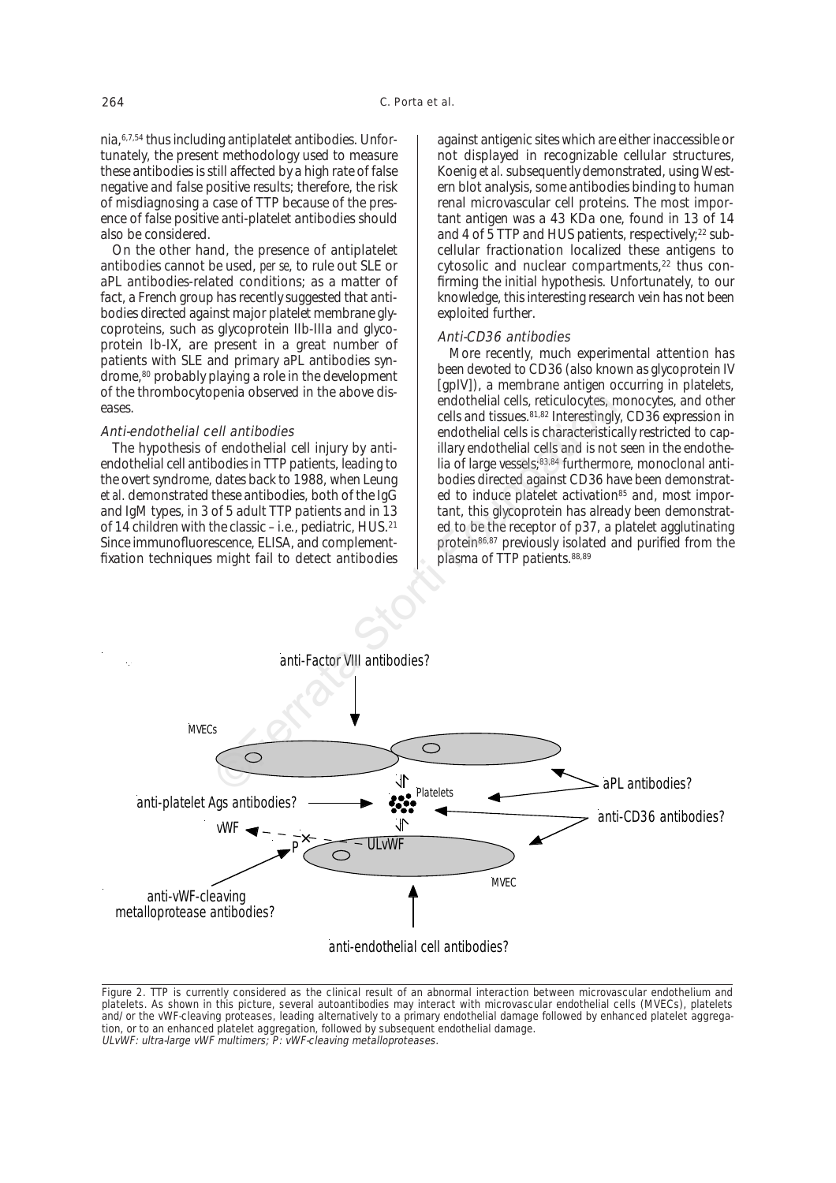nia,[6,7,54] thus including antiplatelet antibodies. Unfortunately, the present methodology used to measure these antibodies is still affected by a high rate of false negative and false positive results; therefore, the risk of misdiagnosing a case of TTP because of the presence of false positive anti-platelet antibodies should also be considered.

On the other hand, the presence of antiplatelet antibodies cannot be used, *per se*, to rule out SLE or aPL antibodies-related conditions; as a matter of fact, a French group has recently suggested that antibodies directed against major platelet membrane glycoproteins, such as glycoprotein IIb-IIIa and glycoprotein Ib-IX, are present in a great number of patients with SLE and primary aPL antibodies syndrome,[80] probably playing a role in the development of the thrombocytopenia observed in the above diseases.

### *Anti-endothelial cell antibodies*

The hypothesis of endothelial cell injury by anti-endothelial cell antibodies in TTP patients, leading to the overt syndrome, dates back to 1988, when Leung *et al.* demonstrated these antibodies, both of the IgG and IgM types, in 3 of 5 adult TTP patients and in 13 of 14 children with the classic – i.e., pediatric, HUS.[21] Since immunofluorescence, ELISA, and complement-fixation techniques might fail to detect antibodies against antigenic sites which are either inaccessible or not displayed in recognizable cellular structures, Koenig *et al.* subsequently demonstrated, using Western blot analysis, some antibodies binding to human renal microvascular cell proteins. The most important antigen was a 43 KDa one, found in 13 of 14 and 4 of 5 TTP and HUS patients, respectively;[22] subcellular fractionation localized these antigens to cytosolic and nuclear compartments,[22] thus confirming the initial hypothesis. Unfortunately, to our knowledge, this interesting research vein has not been exploited further.

### *Anti-CD36 antibodies*

More recently, much experimental attention has been devoted to CD36 (also known as glycoprotein IV [gpIV]), a membrane antigen occurring in platelets, endothelial cells, reticulocytes, monocytes, and other cells and tissues.[81,82] Interestingly, CD36 expression in endothelial cells is characteristically restricted to capillary endothelial cells and is not seen in the endothelia of large vessels;[83,84] furthermore, monoclonal antibodies directed against CD36 have been demonstrated to induce platelet activation[85] and, most important, this glycoprotein has already been demonstrated to be the receptor of p37, a platelet agglutinating protein[86,87] previously isolated and purified from the plasma of TTP patients.[88,89]

Figure 2. TTP is currently considered as the clinical result of an abnormal interaction between microvascular endothelium and platelets. As shown in this picture, several autoantibodies may interact with microvascular endothelial cells (MVECs), platelets and/or the vWF-cleaving proteases, leading alternatively to a primary endothelial damage followed by enhanced platelet aggregation, or to an enhanced platelet aggregation, followed by subsequent endothelial damage.
*ULvWF: ultra-large vWF multimers; P: vWF-cleaving metalloproteases.*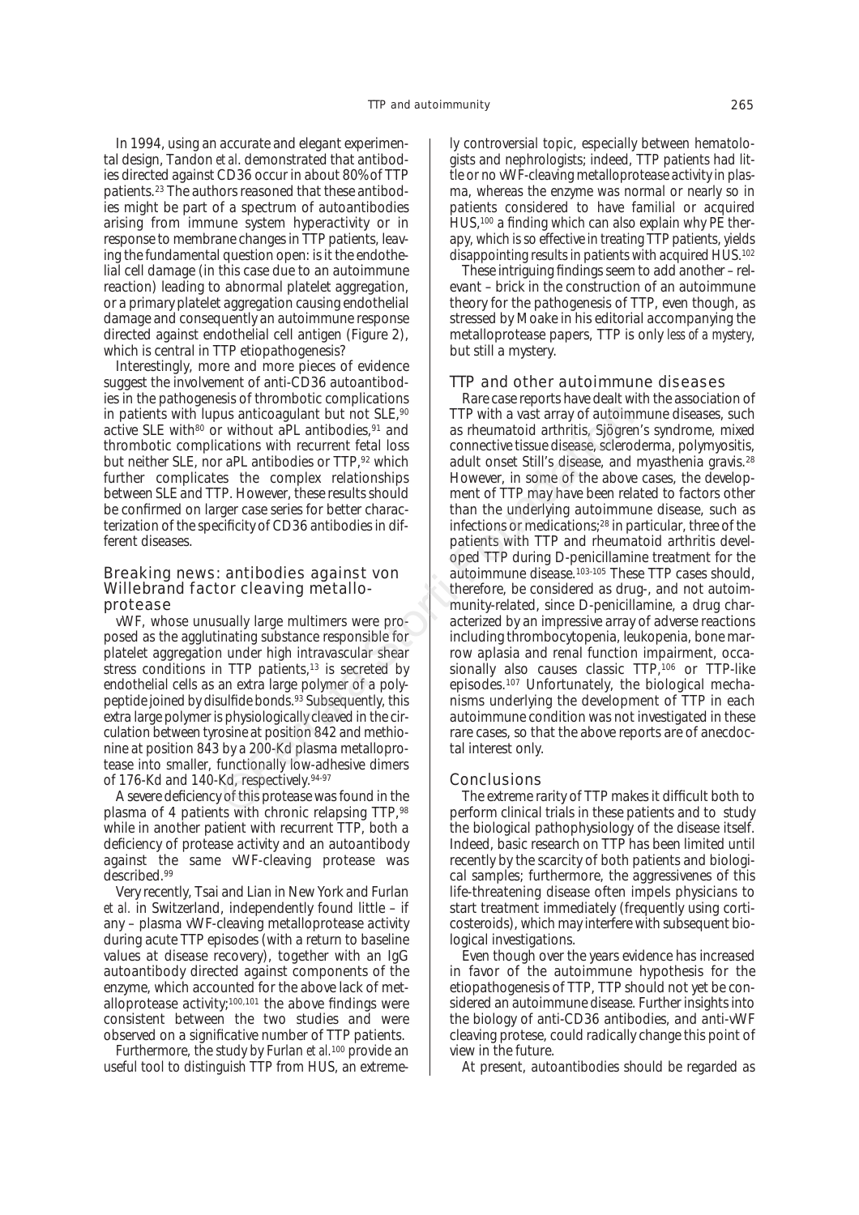In 1994, using an accurate and elegant experimental design, Tandon *et al*. demonstrated that antibodies directed against CD36 occur in about 80% of TTP patients.[23] The authors reasoned that these antibodies might be part of a spectrum of autoantibodies arising from immune system hyperactivity or in response to membrane changes in TTP patients, leaving the fundamental question open: is it the endothelial cell damage (in this case due to an autoimmune reaction) leading to abnormal platelet aggregation, or a primary platelet aggregation causing endothelial damage and consequently an autoimmune response directed against endothelial cell antigen (Figure 2), which is central in TTP etiopathogenesis?

Interestingly, more and more pieces of evidence suggest the involvement of anti-CD36 autoantibodies in the pathogenesis of thrombotic complications in patients with lupus anticoagulant but not SLE,[90] active SLE with[80] or without aPL antibodies,[91] and thrombotic complications with recurrent fetal loss but neither SLE, nor aPL antibodies or TTP,[92] which further complicates the complex relationships between SLE and TTP. However, these results should be confirmed on larger case series for better characterization of the specificity of CD36 antibodies in different diseases.

## Breaking news: antibodies against von Willebrand factor cleaving metalloprotease

vWF, whose unusually large multimers were proposed as the agglutinating substance responsible for platelet aggregation under high intravascular shear stress conditions in TTP patients,[13] is secreted by endothelial cells as an extra large polymer of a polypeptide joined by disulfide bonds.[93] Subsequently, this extra large polymer is physiologically cleaved in the circulation between tyrosine at position 842 and methionine at position 843 by a 200-Kd plasma metalloprotease into smaller, functionally low-adhesive dimers of 176-Kd and 140-Kd, respectively.[94-97]

A severe deficiency of this protease was found in the plasma of 4 patients with chronic relapsing TTP,[98] while in another patient with recurrent TTP, both a deficiency of protease activity and an autoantibody against the same vWF-cleaving protease was described.[99]

Very recently, Tsai and Lian in New York and Furlan *et al.* in Switzerland, independently found little – if any – plasma vWF-cleaving metalloprotease activity during acute TTP episodes (with a return to baseline values at disease recovery), together with an IgG autoantibody directed against components of the enzyme, which accounted for the above lack of metalloprotease activity;[100,101] the above findings were consistent between the two studies and were observed on a significative number of TTP patients.

Furthermore, the study by Furlan *et al.*[100] provide an useful tool to distinguish TTP from HUS, an extremely controversial topic, especially between hematologists and nephrologists; indeed, TTP patients had little or no vWF-cleaving metalloprotease activity in plasma, whereas the enzyme was normal or nearly so in patients considered to have familial or acquired HUS,[100] a finding which can also explain why PE therapy, which is so effective in treating TTP patients, yields disappointing results in patients with acquired HUS.[102]

These intriguing findings seem to add another – relevant – brick in the construction of an autoimmune theory for the pathogenesis of TTP, even though, as stressed by Moake in his editorial accompanying the metalloprotease papers, TTP is only *less of a mystery*, but still a mystery.

## TTP and other autoimmune diseases

Rare case reports have dealt with the association of TTP with a vast array of autoimmune diseases, such as rheumatoid arthritis, Sjögren's syndrome, mixed connective tissue disease, scleroderma, polymyositis, adult onset Still's disease, and myasthenia gravis.[28] However, in some of the above cases, the development of TTP may have been related to factors other than the underlying autoimmune disease, such as infections or medications;[28] in particular, three of the patients with TTP and rheumatoid arthritis developed TTP during D-penicillamine treatment for the autoimmune disease.[103-105] These TTP cases should, therefore, be considered as drug-, and not autoimmunity-related, since D-penicillamine, a drug characterized by an impressive array of adverse reactions including thrombocytopenia, leukopenia, bone marrow aplasia and renal function impairment, occasionally also causes classic TTP,[106] or TTP-like episodes.[107] Unfortunately, the biological mechanisms underlying the development of TTP in each autoimmune condition was not investigated in these rare cases, so that the above reports are of anecdoctal interest only.

## Conclusions

The extreme rarity of TTP makes it difficult both to perform clinical trials in these patients and to study the biological pathophysiology of the disease itself. Indeed, basic research on TTP has been limited until recently by the scarcity of both patients and biological samples; furthermore, the aggressivenes of this life-threatening disease often impels physicians to start treatment immediately (frequently using corticosteroids), which may interfere with subsequent biological investigations.

Even though over the years evidence has increased in favor of the autoimmune hypothesis for the etiopathogenesis of TTP, TTP should not yet be considered an autoimmune disease. Further insights into the biology of anti-CD36 antibodies, and anti-vWF cleaving protese, could radically change this point of view in the future.

At present, autoantibodies should be regarded as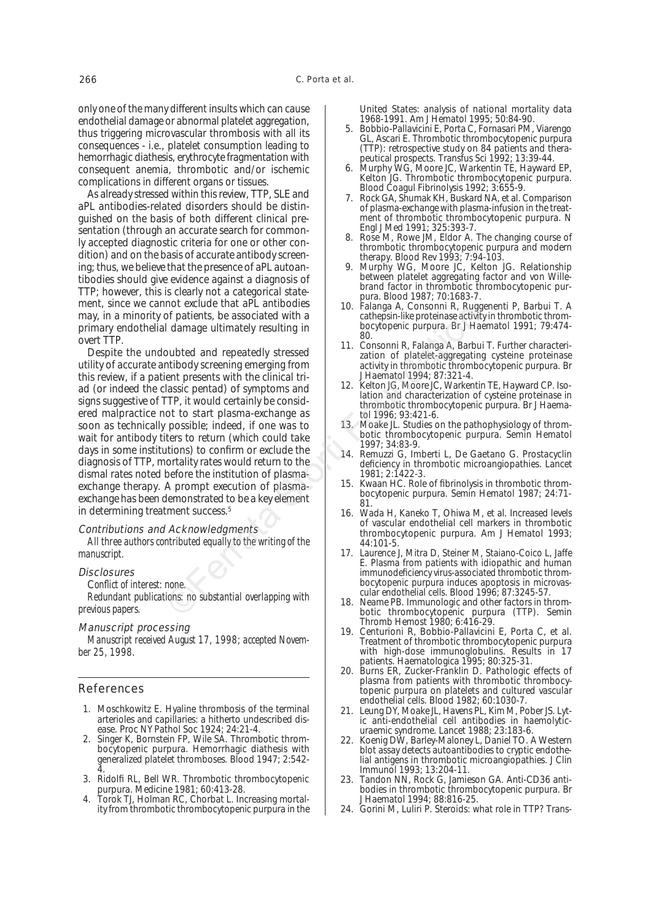only one of the many different insults which can cause endothelial damage or abnormal platelet aggregation, thus triggering microvascular thrombosis with all its consequences - i.e., platelet consumption leading to hemorrhagic diathesis, erythrocyte fragmentation with consequent anemia, thrombotic and/or ischemic complications in different organs or tissues.

As already stressed within this review, TTP, SLE and aPL antibodies-related disorders should be distinguished on the basis of both different clinical presentation (through an accurate search for commonly accepted diagnostic criteria for one or other condition) and on the basis of accurate antibody screening; thus, we believe that the presence of aPL autoantibodies should give evidence against a diagnosis of TTP; however, this is clearly not a categorical statement, since we cannot exclude that aPL antibodies may, in a minority of patients, be associated with a primary endothelial damage ultimately resulting in overt TTP.

Despite the undoubted and repeatedly stressed utility of accurate antibody screening emerging from this review, if a patient presents with the clinical triad (or indeed the classic pentad) of symptoms and signs suggestive of TTP, it would certainly be considered malpractice not to start plasma-exchange as soon as technically possible; indeed, if one was to wait for antibody titers to return (which could take days in some institutions) to confirm or exclude the diagnosis of TTP, mortality rates would return to the dismal rates noted before the institution of plasma-exchange therapy. A prompt execution of plasma-exchange has been demonstrated to be a key element in determining treatment success.[5]

### Contributions and Acknowledgments

*All three authors contributed equally to the writing of the manuscript.*

### Disclosures

*Conflict of interest: none.*

*Redundant publications: no substantial overlapping with previous papers.*

### Manuscript processing

*Manuscript received August 17, 1998; accepted November 25, 1998.*

## References

1. Moschkowitz E. Hyaline thrombosis of the terminal arterioles and capillaries: a hitherto undescribed disease. Proc NY Pathol Soc 1924; 24:21-4.
2. Singer K, Bornstein FP, Wile SA. Thrombotic thrombocytopenic purpura. Hemorrhagic diathesis with generalized platelet thromboses. Blood 1947; 2:542-4.
3. Ridolfi RL, Bell WR. Thrombotic thrombocytopenic purpura. Medicine 1981; 60:413-28.
4. Torok TJ, Holman RC, Chorbat L. Increasing mortality from thrombotic thrombocytopenic purpura in the United States: analysis of national mortality data 1968-1991. Am J Hematol 1995; 50:84-90.
5. Bobbio-Pallavicini E, Porta C, Fornasari PM, Viarengo GL, Ascari E. Thrombotic thrombocytopenic purpura (TTP): retrospective study on 84 patients and therapeutical prospects. Transfus Sci 1992; 13:39-44.
6. Murphy WG, Moore JC, Warkentin TE, Hayward EP, Kelton JG. Thrombotic thrombocytopenic purpura. Blood Coagul Fibrinolysis 1992; 3:655-9.
7. Rock GA, Shumak KH, Buskard NA, et al. Comparison of plasma-exchange with plasma-infusion in the treatment of thrombotic thrombocytopenic purpura. N Engl J Med 1991; 325:393-7.
8. Rose M, Rowe JM, Eldor A. The changing course of thrombotic thrombocytopenic purpura and modern therapy. Blood Rev 1993; 7:94-103.
9. Murphy WG, Moore JC, Kelton JG. Relationship between platelet aggregating factor and von Willebrand factor in thrombotic thrombocytopenic purpura. Blood 1987; 70:1683-7.
10. Falanga A, Consonni R, Ruggenenti P, Barbui T. A cathepsin-like proteinase activity in thrombotic thrombocytopenic purpura. Br J Haematol 1991; 79:474-80.
11. Consonni R, Falanga A, Barbui T. Further characterization of platelet-aggregating cysteine proteinase activity in thrombotic thrombocytopenic purpura. Br J Haematol 1994; 87:321-4.
12. Kelton JG, Moore JC, Warkentin TE, Hayward CP. Isolation and characterization of cysteine proteinase in thrombotic thrombocytopenic purpura. Br J Haematol 1996; 93:421-6.
13. Moake JL. Studies on the pathophysiology of thrombotic thrombocytopenic purpura. Semin Hematol 1997; 34:83-9.
14. Remuzzi G, Imberti L, De Gaetano G. Prostacyclin deficiency in thrombotic microangiopathies. Lancet 1981; 2:1422-3.
15. Kwaan HC. Role of fibrinolysis in thrombotic thrombocytopenic purpura. Semin Hematol 1987; 24:71-81.
16. Wada H, Kaneko T, Ohiwa M, et al. Increased levels of vascular endothelial cell markers in thrombotic thrombocytopenic purpura. Am J Hematol 1993; 44:101-5.
17. Laurence J, Mitra D, Steiner M, Staiano-Coico L, Jaffe E. Plasma from patients with idiopathic and human immunodeficiency virus-associated thrombotic thrombocytopenic purpura induces apoptosis in microvascular endothelial cells. Blood 1996; 87:3245-57.
18. Neame PB. Immunologic and other factors in thrombotic thrombocytopenic purpura (TTP). Semin Thromb Hemost 1980; 6:416-29.
19. Centurioni R, Bobbio-Pallavicini E, Porta C, et al. Treatment of thrombotic thrombocytopenic purpura with high-dose immunoglobulins. Results in 17 patients. Haematologica 1995; 80:325-31.
20. Burns ER, Zucker-Franklin D. Pathologic effects of plasma from patients with thrombotic thrombocytopenic purpura on platelets and cultured vascular endothelial cells. Blood 1982; 60:1030-7.
21. Leung DY, Moake JL, Havens PL, Kim M, Pober JS. Lytic anti-endothelial cell antibodies in haemolytic-uraemic syndrome. Lancet 1988; 23:183-6.
22. Koenig DW, Barley-Maloney L, Daniel TO. A Western blot assay detects autoantibodies to cryptic endothelial antigens in thrombotic microangiopathies. J Clin Immunol 1993; 13:204-11.
23. Tandon NN, Rock G, Jamieson GA. Anti-CD36 antibodies in thrombotic thrombocytopenic purpura. Br J Haematol 1994; 88:816-25.
24. Gorini M, Luliri P. Steroids: what role in TTP? Trans-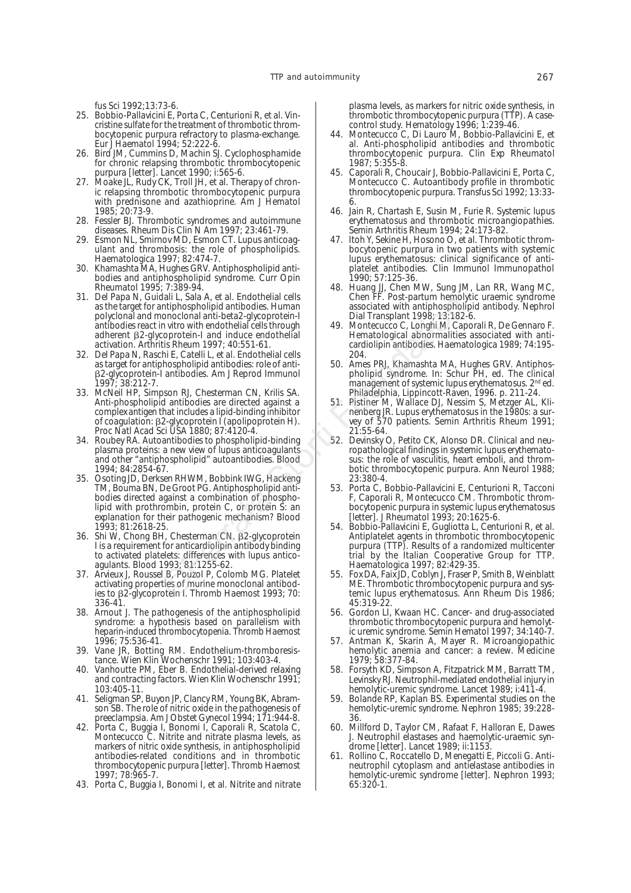fus Sci 1992;13:73-6.

25. Bobbio-Pallavicini E, Porta C, Centurioni R, et al. Vincristine sulfate for the treatment of thrombotic thrombocytopenic purpura refractory to plasma-exchange. Eur J Haematol 1994; 52:222-6.
26. Bird JM, Cummins D, Machin SJ. Cyclophosphamide for chronic relapsing thrombotic thrombocytopenic purpura [letter]. Lancet 1990; i:565-6.
27. Moake JL, Rudy CK, Troll JH, et al. Therapy of chronic relapsing thrombotic thrombocytopenic purpura with prednisone and azathioprine. Am J Hematol 1985; 20:73-9.
28. Fessler BJ. Thrombotic syndromes and autoimmune diseases. Rheum Dis Clin N Am 1997; 23:461-79.
29. Esmon NL, Smirnov MD, Esmon CT. Lupus anticoagulant and thrombosis: the role of phospholipids. Haematologica 1997; 82:474-7.
30. Khamashta MA, Hughes GRV. Antiphospholipid antibodies and antiphospholipid syndrome. Curr Opin Rheumatol 1995; 7:389-94.
31. Del Papa N, Guidali L, Sala A, et al. Endothelial cells as the target for antiphospholipid antibodies. Human polyclonal and monoclonal anti-beta2-glycoprotein-I antibodies react in vitro with endothelial cells through adherent β2-glycoprotein-I and induce endothelial activation. Arthritis Rheum 1997; 40:551-61.
32. Del Papa N, Raschi E, Catelli L, et al. Endothelial cells as target for antiphospholipid antibodies: role of anti-β2-glycoprotein-I antibodies. Am J Reprod Immunol 1997; 38:212-7.
33. McNeil HP, Simpson RJ, Chesterman CN, Krilis SA. Anti-phospholipid antibodies are directed against a complex antigen that includes a lipid-binding inhibitor of coagulation: β2-glycoprotein I (apolipoprotein H). Proc Natl Acad Sci USA 1880; 87:4120-4.
34. Roubey RA. Autoantibodies to phospholipid-binding plasma proteins: a new view of lupus anticoagulants and other "antiphospholipid" autoantibodies. Blood 1994; 84:2854-67.
35. Osoting JD, Derksen RHWM, Bobbink IWG, Hackeng TM, Bouma BN, De Groot PG. Antiphospholipid antibodies directed against a combination of phospholipid with prothrombin, protein C, or protein S: an explanation for their pathogenic mechanism? Blood 1993; 81:2618-25.
36. Shi W, Chong BH, Chesterman CN. β2-glycoprotein I is a requirement for anticardiolipin antibody binding to activated platelets: differences with lupus anticoagulants. Blood 1993; 81:1255-62.
37. Arvieux J, Roussel B, Pouzol P, Colomb MG. Platelet activating properties of murine monoclonal antibodies to β2-glycoprotein I. Thromb Haemost 1993; 70: 336-41.
38. Arnout J. The pathogenesis of the antiphospholipid syndrome: a hypothesis based on parallelism with heparin-induced thrombocytopenia. Thromb Haemost 1996; 75:536-41.
39. Vane JR, Botting RM. Endothelium-thromboresistance. Wien Klin Wochenschr 1991; 103:403-4.
40. Vanhoutte PM, Eber B. Endothelial-derived relaxing and contracting factors. Wien Klin Wochenschr 1991; 103:405-11.
41. Seligman SP, Buyon JP, Clancy RM, Young BK, Abramson SB. The role of nitric oxide in the pathogenesis of preeclampsia. Am J Obstet Gynecol 1994; 171:944-8.
42. Porta C, Buggia I, Bonomi I, Caporali R, Scatola C, Montecucco C. Nitrite and nitrate plasma levels, as markers of nitric oxide synthesis, in antiphospholipid antibodies-related conditions and in thrombotic thrombocytopenic purpura [letter]. Thromb Haemost 1997; 78:965-7.
43. Porta C, Buggia I, Bonomi I, et al. Nitrite and nitrate plasma levels, as markers for nitric oxide synthesis, in thrombotic thrombocytopenic purpura (TTP). A case-control study. Hematology 1996; 1:239-46.
44. Montecucco C, Di Lauro M, Bobbio-Pallavicini E, et al. Anti-phospholipid antibodies and thrombotic thrombocytopenic purpura. Clin Exp Rheumatol 1987; 5:355-8.
45. Caporali R, Choucair J, Bobbio-Pallavicini E, Porta C, Montecucco C. Autoantibody profile in thrombotic thrombocytopenic purpura. Transfus Sci 1992; 13:33-6.
46. Jain R, Chartash E, Susin M, Furie R. Systemic lupus erythematosus and thrombotic microangiopathies. Semin Arthritis Rheum 1994; 24:173-82.
47. Itoh Y, Sekine H, Hosono O, et al. Thrombotic thrombocytopenic purpura in two patients with systemic lupus erythematosus: clinical significance of anti-platelet antibodies. Clin Immunol Immunopathol 1990; 57:125-36.
48. Huang JJ, Chen MW, Sung JM, Lan RR, Wang MC, Chen FF. Post-partum hemolytic uraemic syndrome associated with antiphospholipid antibody. Nephrol Dial Transplant 1998; 13:182-6.
49. Montecucco C, Longhi M, Caporali R, De Gennaro F. Hematological abnormalities associated with anticardiolipin antibodies. Haematologica 1989; 74:195-204.
50. Ames PRJ, Khamashta MA, Hughes GRV. Antiphospholipid syndrome. In: Schur PH, ed. The clinical management of systemic lupus erythematosus. 2nd ed. Philadelphia, Lippincott-Raven, 1996. p. 211-24.
51. Pistiner M, Wallace DJ, Nessim S, Metzger AL, Klinenberg JR. Lupus erythematosus in the 1980s: a survey of 570 patients. Semin Arthritis Rheum 1991; 21:55-64.
52. Devinsky O, Petito CK, Alonso DR. Clinical and neuropathological findings in systemic lupus erythematosus: the role of vasculitis, heart emboli, and thrombotic thrombocytopenic purpura. Ann Neurol 1988; 23:380-4.
53. Porta C, Bobbio-Pallavicini E, Centurioni R, Tacconi F, Caporali R, Montecucco CM. Thrombotic thrombocytopenic purpura in systemic lupus erythematosus [letter]. J Rheumatol 1993; 20:1625-6.
54. Bobbio-Pallavicini E, Gugliotta L, Centurioni R, et al. Antiplatelet agents in thrombotic thrombocytopenic purpura (TTP). Results of a randomized multicenter trial by the Italian Cooperative Group for TTP. Haematologica 1997; 82:429-35.
55. Fox DA, Faix JD, Coblyn J, Fraser P, Smith B, Weinblatt ME. Thrombotic thrombocytopenic purpura and systemic lupus erythematosus. Ann Rheum Dis 1986; 45:319-22.
56. Gordon LI, Kwaan HC. Cancer- and drug-associated thrombotic thrombocytopenic purpura and hemolytic uremic syndrome. Semin Hematol 1997; 34:140-7.
57. Antman K, Skarin A, Mayer R. Microangiopathic hemolytic anemia and cancer: a review. Medicine 1979; 58:377-84.
58. Forsyth KD, Simpson A, Fitzpatrick MM, Barratt TM, Levinsky RJ. Neutrophil-mediated endothelial injury in hemolytic-uremic syndrome. Lancet 1989; i:411-4.
59. Bolande RP, Kaplan BS. Experimental studies on the hemolytic-uremic syndrome. Nephron 1985; 39:228-36.
60. Millford D, Taylor CM, Rafaat F, Halloran E, Dawes J. Neutrophil elastases and haemolytic-uraemic syndrome [letter]. Lancet 1989; ii:1153.
61. Rollino C, Roccatello D, Menegatti E, Piccoli G. Anti-neutrophil cytoplasm and antielastase antibodies in hemolytic-uremic syndrome [letter]. Nephron 1993; 65:320-1.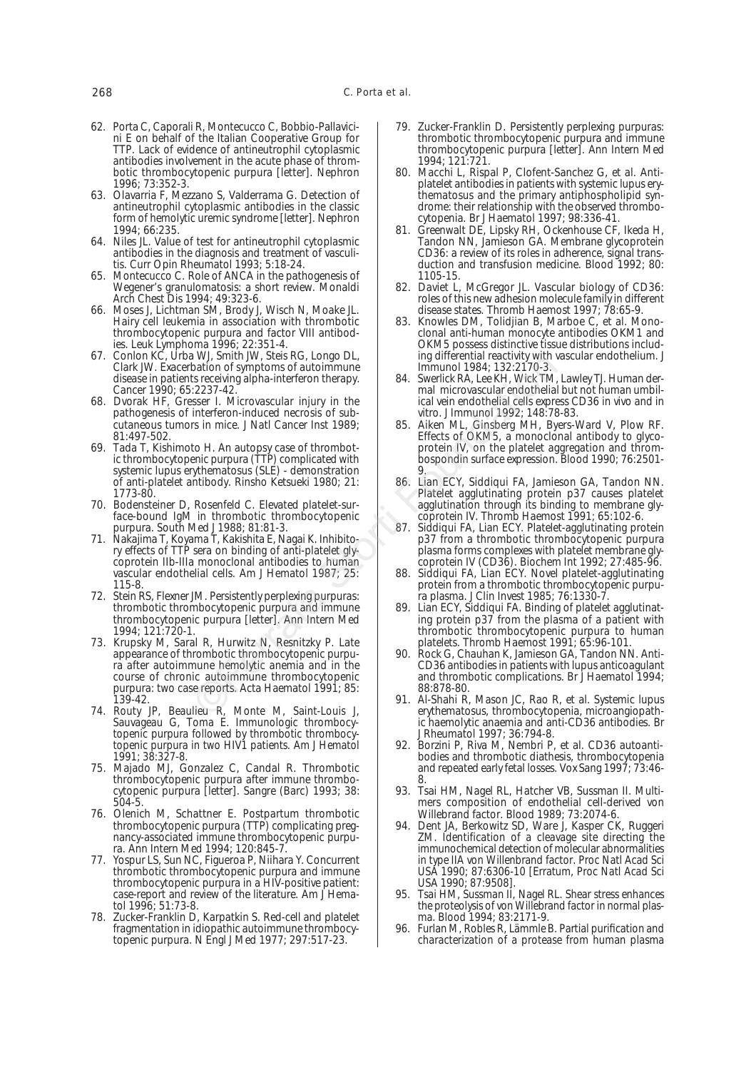62. Porta C, Caporali R, Montecucco C, Bobbio-Pallavicini E on behalf of the Italian Cooperative Group for TTP. Lack of evidence of antineutrophil cytoplasmic antibodies involvement in the acute phase of thrombotic thrombocytopenic purpura [letter]. Nephron 1996; 73:352-3.
63. Olavarria F, Mezzano S, Valderrama G. Detection of antineutrophil cytoplasmic antibodies in the classic form of hemolytic uremic syndrome [letter]. Nephron 1994; 66:235.
64. Niles JL. Value of test for antineutrophil cytoplasmic antibodies in the diagnosis and treatment of vasculitis. Curr Opin Rheumatol 1993; 5:18-24.
65. Montecucco C. Role of ANCA in the pathogenesis of Wegener's granulomatosis: a short review. Monaldi Arch Chest Dis 1994; 49:323-6.
66. Moses J, Lichtman SM, Brody J, Wisch N, Moake JL. Hairy cell leukemia in association with thrombotic thrombocytopenic purpura and factor VIII antibodies. Leuk Lymphoma 1996; 22:351-4.
67. Conlon KC, Urba WJ, Smith JW, Steis RG, Longo DL, Clark JW. Exacerbation of symptoms of autoimmune disease in patients receiving alpha-interferon therapy. Cancer 1990; 65:2237-42.
68. Dvorak HF, Gresser I. Microvascular injury in the pathogenesis of interferon-induced necrosis of subcutaneous tumors in mice. J Natl Cancer Inst 1989; 81:497-502.
69. Tada T, Kishimoto H. An autopsy case of thrombotic thrombocytopenic purpura (TTP) complicated with systemic lupus erythematosus (SLE) - demonstration of anti-platelet antibody. Rinsho Ketsueki 1980; 21: 1773-80.
70. Bodensteiner D, Rosenfeld C. Elevated platelet-surface-bound IgM in thrombotic thrombocytopenic purpura. South Med J 1988; 81:81-3.
71. Nakajima T, Koyama T, Kakishita E, Nagai K. Inhibitory effects of TTP sera on binding of anti-platelet glycoprotein IIb-IIIa monoclonal antibodies to human vascular endothelial cells. Am J Hematol 1987; 25: 115-8.
72. Stein RS, Flexner JM. Persistently perplexing purpuras: thrombotic thrombocytopenic purpura and immune thrombocytopenic purpura [letter]. Ann Intern Med 1994; 121:720-1.
73. Krupsky M, Saral R, Hurwitz N, Resnitzky P. Late appearance of thrombotic thrombocytopenic purpura after autoimmune hemolytic anemia and in the course of chronic autoimmune thrombocytopenic purpura: two case reports. Acta Haematol 1991; 85: 139-42.
74. Routy JP, Beaulieu R, Monte M, Saint-Louis J, Sauvageau G, Toma E. Immunologic thrombocytopenic purpura followed by thrombotic thrombocytopenic purpura in two HIV1 patients. Am J Hematol 1991; 38:327-8.
75. Majado MJ, Gonzalez C, Candal R. Thrombotic thrombocytopenic purpura after immune thrombocytopenic purpura [letter]. Sangre (Barc) 1993; 38: 504-5.
76. Olenich M, Schattner E. Postpartum thrombotic thrombocytopenic purpura (TTP) complicating pregnancy-associated immune thrombocytopenic purpura. Ann Intern Med 1994; 120:845-7.
77. Yospur LS, Sun NC, Figueroa P, Niihara Y. Concurrent thrombotic thrombocytopenic purpura and immune thrombocytopenic purpura in a HIV-positive patient: case-report and review of the literature. Am J Hematol 1996; 51:73-8.
78. Zucker-Franklin D, Karpatkin S. Red-cell and platelet fragmentation in idiopathic autoimmune thrombocytopenic purpura. N Engl J Med 1977; 297:517-23.
79. Zucker-Franklin D. Persistently perplexing purpuras: thrombotic thrombocytopenic purpura and immune thrombocytopenic purpura [letter]. Ann Intern Med 1994; 121:721.
80. Macchi L, Rispal P, Clofent-Sanchez G, et al. Anti-platelet antibodies in patients with systemic lupus erythematosus and the primary antiphospholipid syndrome: their relationship with the observed thrombocytopenia. Br J Haematol 1997; 98:336-41.
81. Greenwalt DE, Lipsky RH, Ockenhouse CF, Ikeda H, Tandon NN, Jamieson GA. Membrane glycoprotein CD36: a review of its roles in adherence, signal transduction and transfusion medicine. Blood 1992; 80: 1105-15.
82. Daviet L, McGregor JL. Vascular biology of CD36: roles of this new adhesion molecule family in different disease states. Thromb Haemost 1997; 78:65-9.
83. Knowles DM, Tolidjian B, Marboe C, et al. Monoclonal anti-human monocyte antibodies OKM1 and OKM5 possess distinctive tissue distributions including differential reactivity with vascular endothelium. J Immunol 1984; 132:2170-3.
84. Swerlick RA, Lee KH, Wick TM, Lawley TJ. Human dermal microvascular endothelial but not human umbilical vein endothelial cells express CD36 in vivo and in vitro. J Immunol 1992; 148:78-83.
85. Aiken ML, Ginsberg MH, Byers-Ward V, Plow RF. Effects of OKM5, a monoclonal antibody to glycoprotein IV, on the platelet aggregation and thrombospondin surface expression. Blood 1990; 76:2501-9.
86. Lian ECY, Siddiqui FA, Jamieson GA, Tandon NN. Platelet agglutinating protein p37 causes platelet agglutination through its binding to membrane glycoprotein IV. Thromb Haemost 1991; 65:102-6.
87. Siddiqui FA, Lian ECY. Platelet-agglutinating protein p37 from a thrombotic thrombocytopenic purpura plasma forms complexes with platelet membrane glycoprotein IV (CD36). Biochem Int 1992; 27:485-96.
88. Siddiqui FA, Lian ECY. Novel platelet-agglutinating protein from a thrombotic thrombocytopenic purpura plasma. J Clin Invest 1985; 76:1330-7.
89. Lian ECY, Siddiqui FA. Binding of platelet agglutinating protein p37 from the plasma of a patient with thrombotic thrombocytopenic purpura to human platelets. Thromb Haemost 1991; 65:96-101.
90. Rock G, Chauhan K, Jamieson GA, Tandon NN. Anti-CD36 antibodies in patients with lupus anticoagulant and thrombotic complications. Br J Haematol 1994; 88:878-80.
91. Al-Shahi R, Mason JC, Rao R, et al. Systemic lupus erythematosus, thrombocytopenia, microangiopathic haemolytic anaemia and anti-CD36 antibodies. Br J Rheumatol 1997; 36:794-8.
92. Borzini P, Riva M, Nembri P, et al. CD36 autoantibodies and thrombotic diathesis, thrombocytopenia and repeated early fetal losses. Vox Sang 1997; 73:46-8.
93. Tsai HM, Nagel RL, Hatcher VB, Sussman II. Multimers composition of endothelial cell-derived von Willebrand factor. Blood 1989; 73:2074-6.
94. Dent JA, Berkowitz SD, Ware J, Kasper CK, Ruggeri ZM. Identification of a cleavage site directing the immunochemical detection of molecular abnormalities in type IIA von Willenbrand factor. Proc Natl Acad Sci USA 1990; 87:6306-10 [Erratum, Proc Natl Acad Sci USA 1990; 87:9508].
95. Tsai HM, Sussman II, Nagel RL. Shear stress enhances the proteolysis of von Willebrand factor in normal plasma. Blood 1994; 83:2171-9.
96. Furlan M, Robles R, Lämmle B. Partial purification and characterization of a protease from human plasma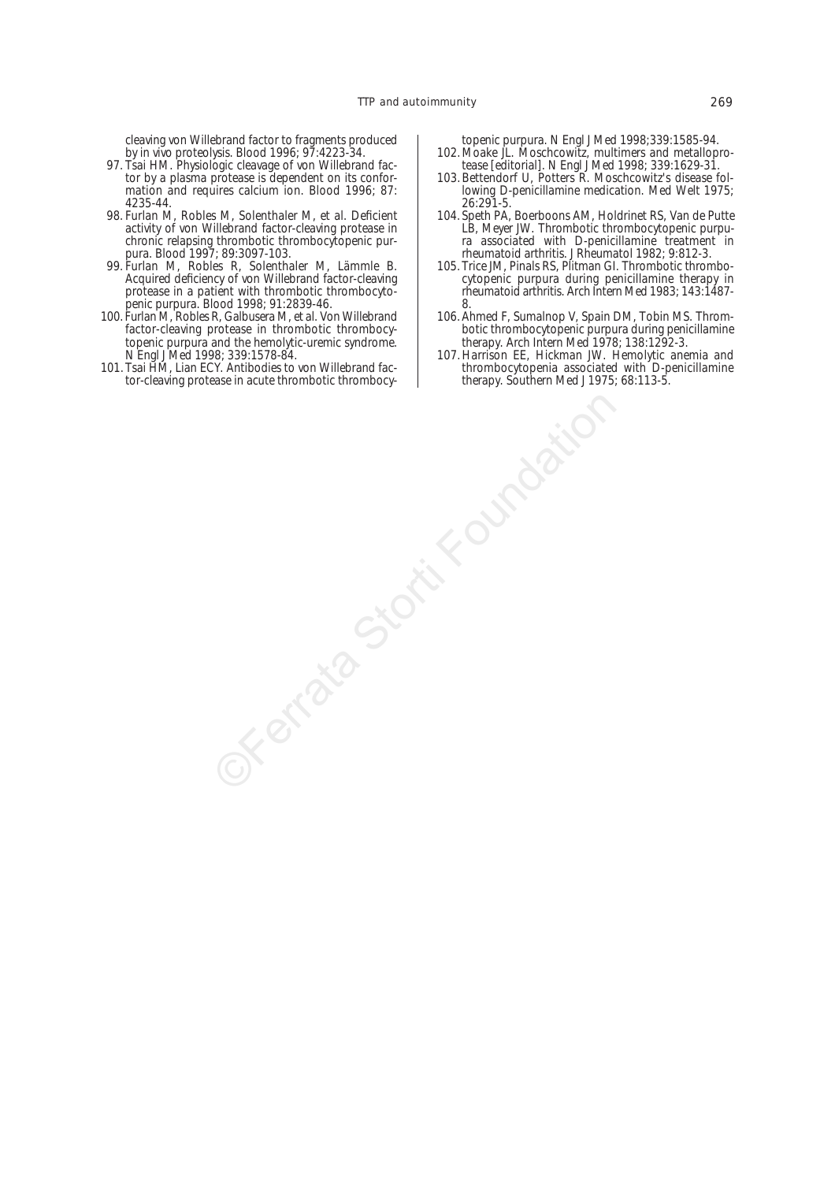cleaving von Willebrand factor to fragments produced by in vivo proteolysis. Blood 1996; 97:4223-34.

97. Tsai HM. Physiologic cleavage of von Willebrand factor by a plasma protease is dependent on its conformation and requires calcium ion. Blood 1996; 87: 4235-44.
98. Furlan M, Robles M, Solenthaler M, et al. Deficient activity of von Willebrand factor-cleaving protease in chronic relapsing thrombotic thrombocytopenic purpura. Blood 1997; 89:3097-103.
99. Furlan M, Robles R, Solenthaler M, Lämmle B. Acquired deficiency of von Willebrand factor-cleaving protease in a patient with thrombotic thrombocytopenic purpura. Blood 1998; 91:2839-46.
100. Furlan M, Robles R, Galbusera M, et al. Von Willebrand factor-cleaving protease in thrombotic thrombocytopenic purpura and the hemolytic-uremic syndrome. N Engl J Med 1998; 339:1578-84.
101. Tsai HM, Lian ECY. Antibodies to von Willebrand factor-cleaving protease in acute thrombotic thrombocytopenic purpura. N Engl J Med 1998;339:1585-94.
102. Moake JL. Moschcowitz, multimers and metalloprotease [editorial]. N Engl J Med 1998; 339:1629-31.
103. Bettendorf U, Potters R. Moschcowitz's disease following D-penicillamine medication. Med Welt 1975; 26:291-5.
104. Speth PA, Boerboons AM, Holdrinet RS, Van de Putte LB, Meyer JW. Thrombotic thrombocytopenic purpura associated with D-penicillamine treatment in rheumatoid arthritis. J Rheumatol 1982; 9:812-3.
105. Trice JM, Pinals RS, Plitman GI. Thrombotic thrombocytopenic purpura during penicillamine therapy in rheumatoid arthritis. Arch Intern Med 1983; 143:1487-8.
106. Ahmed F, Sumalnop V, Spain DM, Tobin MS. Thrombotic thrombocytopenic purpura during penicillamine therapy. Arch Intern Med 1978; 138:1292-3.
107. Harrison EE, Hickman JW. Hemolytic anemia and thrombocytopenia associated with D-penicillamine therapy. Southern Med J 1975; 68:113-5.